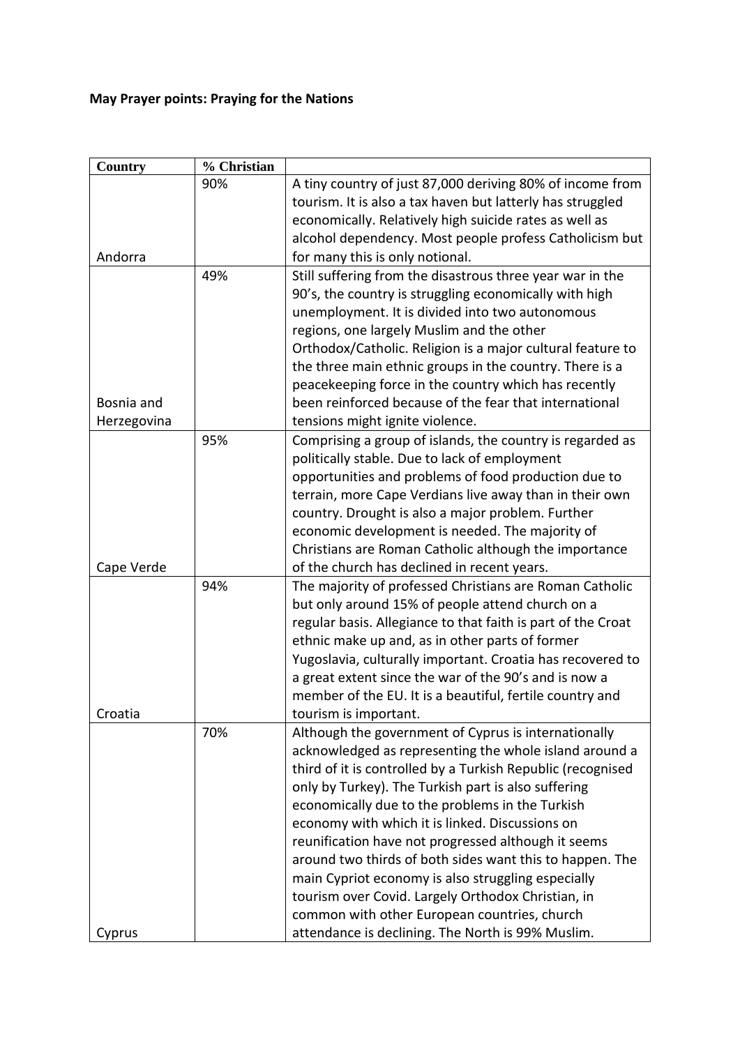**May Prayer points: Praying for the Nations**

| Country | % Christian | |
|---|---|---|
| Andorra | 90% | A tiny country of just 87,000 deriving 80% of income from tourism. It is also a tax haven but latterly has struggled economically. Relatively high suicide rates as well as alcohol dependency. Most people profess Catholicism but for many this is only notional. |
| Bosnia and Herzegovina | 49% | Still suffering from the disastrous three year war in the 90's, the country is struggling economically with high unemployment. It is divided into two autonomous regions, one largely Muslim and the other Orthodox/Catholic. Religion is a major cultural feature to the three main ethnic groups in the country. There is a peacekeeping force in the country which has recently been reinforced because of the fear that international tensions might ignite violence. |
| Cape Verde | 95% | Comprising a group of islands, the country is regarded as politically stable. Due to lack of employment opportunities and problems of food production due to terrain, more Cape Verdians live away than in their own country. Drought is also a major problem. Further economic development is needed. The majority of Christians are Roman Catholic although the importance of the church has declined in recent years. |
| Croatia | 94% | The majority of professed Christians are Roman Catholic but only around 15% of people attend church on a regular basis. Allegiance to that faith is part of the Croat ethnic make up and, as in other parts of former Yugoslavia, culturally important. Croatia has recovered to a great extent since the war of the 90's and is now a member of the EU. It is a beautiful, fertile country and tourism is important. |
| Cyprus | 70% | Although the government of Cyprus is internationally acknowledged as representing the whole island around a third of it is controlled by a Turkish Republic (recognised only by Turkey). The Turkish part is also suffering economically due to the problems in the Turkish economy with which it is linked. Discussions on reunification have not progressed although it seems around two thirds of both sides want this to happen. The main Cypriot economy is also struggling especially tourism over Covid. Largely Orthodox Christian, in common with other European countries, church attendance is declining. The North is 99% Muslim. |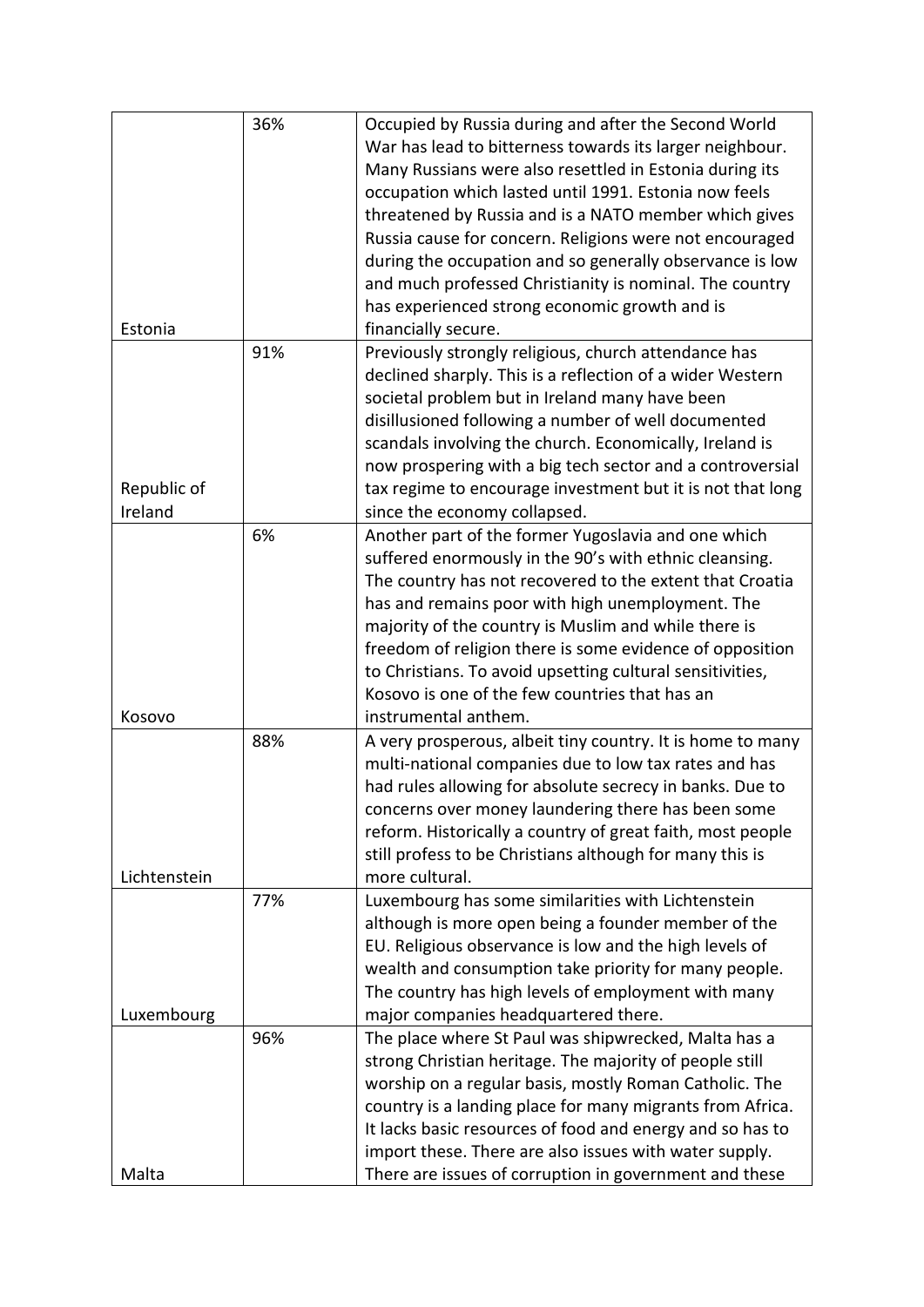| | | |
|---|---|---|
| Estonia | 36% | Occupied by Russia during and after the Second World War has lead to bitterness towards its larger neighbour. Many Russians were also resettled in Estonia during its occupation which lasted until 1991. Estonia now feels threatened by Russia and is a NATO member which gives Russia cause for concern. Religions were not encouraged during the occupation and so generally observance is low and much professed Christianity is nominal. The country has experienced strong economic growth and is financially secure. |
| Republic of Ireland | 91% | Previously strongly religious, church attendance has declined sharply. This is a reflection of a wider Western societal problem but in Ireland many have been disillusioned following a number of well documented scandals involving the church. Economically, Ireland is now prospering with a big tech sector and a controversial tax regime to encourage investment but it is not that long since the economy collapsed. |
| Kosovo | 6% | Another part of the former Yugoslavia and one which suffered enormously in the 90's with ethnic cleansing. The country has not recovered to the extent that Croatia has and remains poor with high unemployment. The majority of the country is Muslim and while there is freedom of religion there is some evidence of opposition to Christians. To avoid upsetting cultural sensitivities, Kosovo is one of the few countries that has an instrumental anthem. |
| Lichtenstein | 88% | A very prosperous, albeit tiny country. It is home to many multi-national companies due to low tax rates and has had rules allowing for absolute secrecy in banks. Due to concerns over money laundering there has been some reform. Historically a country of great faith, most people still profess to be Christians although for many this is more cultural. |
| Luxembourg | 77% | Luxembourg has some similarities with Lichtenstein although is more open being a founder member of the EU. Religious observance is low and the high levels of wealth and consumption take priority for many people. The country has high levels of employment with many major companies headquartered there. |
| Malta | 96% | The place where St Paul was shipwrecked, Malta has a strong Christian heritage. The majority of people still worship on a regular basis, mostly Roman Catholic. The country is a landing place for many migrants from Africa. It lacks basic resources of food and energy and so has to import these. There are also issues with water supply. There are issues of corruption in government and these |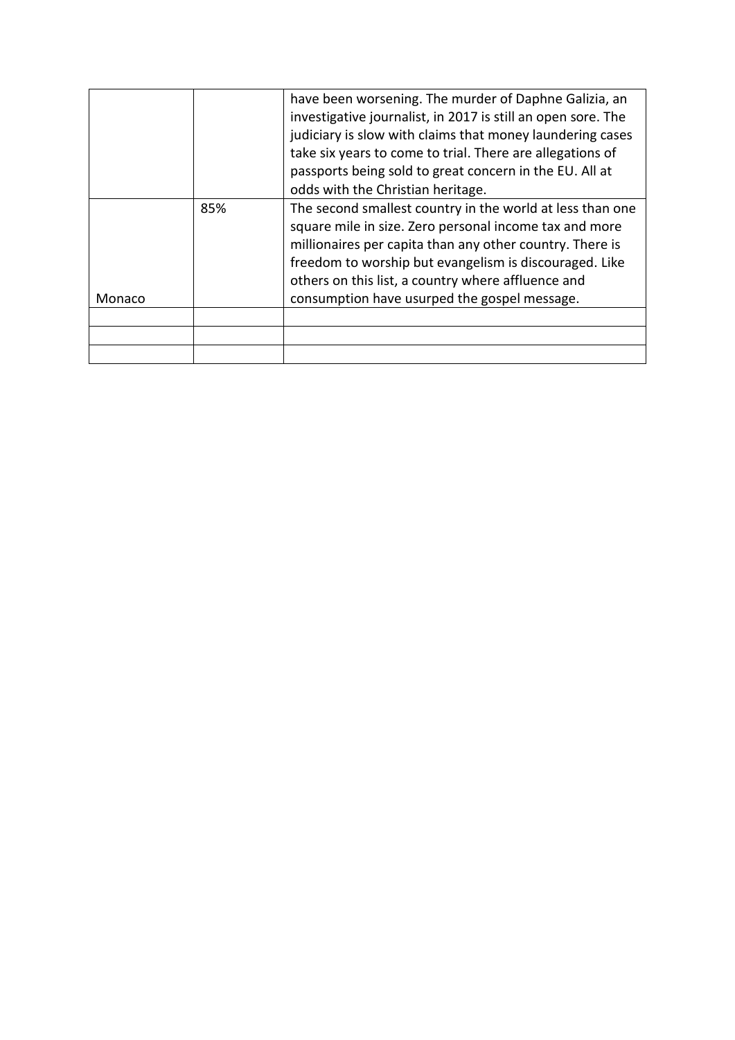| | | |
|---|---|---|
| | | have been worsening. The murder of Daphne Galizia, an investigative journalist, in 2017 is still an open sore. The judiciary is slow with claims that money laundering cases take six years to come to trial. There are allegations of passports being sold to great concern in the EU. All at odds with the Christian heritage. |
| Monaco | 85% | The second smallest country in the world at less than one square mile in size. Zero personal income tax and more millionaires per capita than any other country. There is freedom to worship but evangelism is discouraged. Like others on this list, a country where affluence and consumption have usurped the gospel message. |
| | | |
| | | |
| | | |